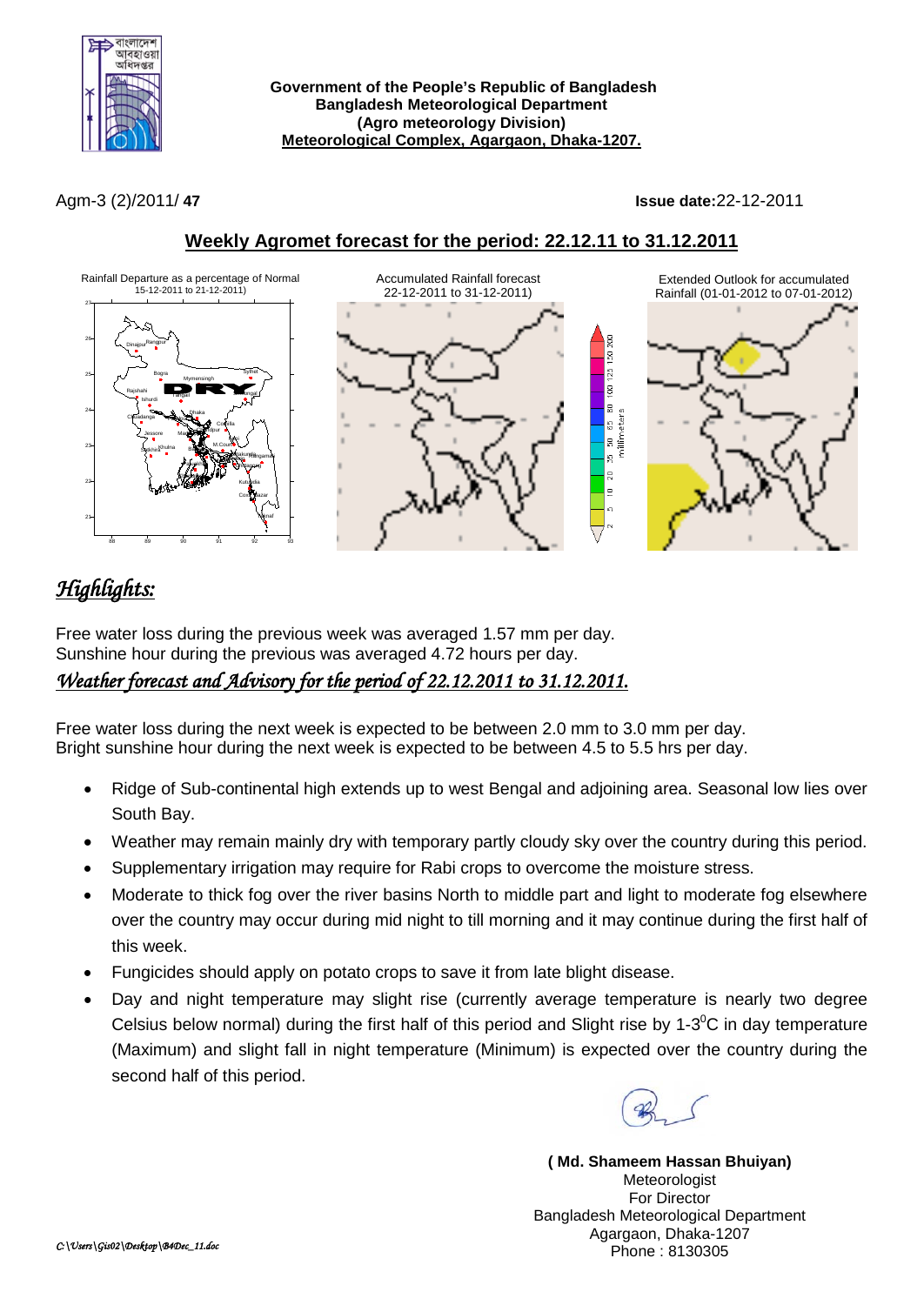**Government of the People's Republic of Bangladesh**
**Bangladesh Meteorological Department**
**(Agro meteorology Division)**
**Meteorological Complex, Agargaon, Dhaka-1207.**

Agm-3 (2)/2011/ **47** **Issue date:**22-12-2011

## Weekly Agromet forecast for the period: 22.12.11 to 31.12.2011

Rainfall Departure as a percentage of Normal 15-12-2011 to 21-12-2011)

Accumulated Rainfall forecast 22-12-2011 to 31-12-2011)

Extended Outlook for accumulated Rainfall (01-01-2012 to 07-01-2012)

## *Highlights:*

Free water loss during the previous week was averaged 1.57 mm per day.
Sunshine hour during the previous was averaged 4.72 hours per day.

### *Weather forecast and Advisory for the period of 22.12.2011 to 31.12.2011.*

Free water loss during the next week is expected to be between 2.0 mm to 3.0 mm per day.
Bright sunshine hour during the next week is expected to be between 4.5 to 5.5 hrs per day.

- Ridge of Sub-continental high extends up to west Bengal and adjoining area. Seasonal low lies over South Bay.
- Weather may remain mainly dry with temporary partly cloudy sky over the country during this period.
- Supplementary irrigation may require for Rabi crops to overcome the moisture stress.
- Moderate to thick fog over the river basins North to middle part and light to moderate fog elsewhere over the country may occur during mid night to till morning and it may continue during the first half of this week.
- Fungicides should apply on potato crops to save it from late blight disease.
- Day and night temperature may slight rise (currently average temperature is nearly two degree Celsius below normal) during the first half of this period and Slight rise by 1-3$^0$C in day temperature (Maximum) and slight fall in night temperature (Minimum) is expected over the country during the second half of this period.

**( Md. Shameem Hassan Bhuiyan)**
Meteorologist
For Director
Bangladesh Meteorological Department
Agargaon, Dhaka-1207
Phone : 8130305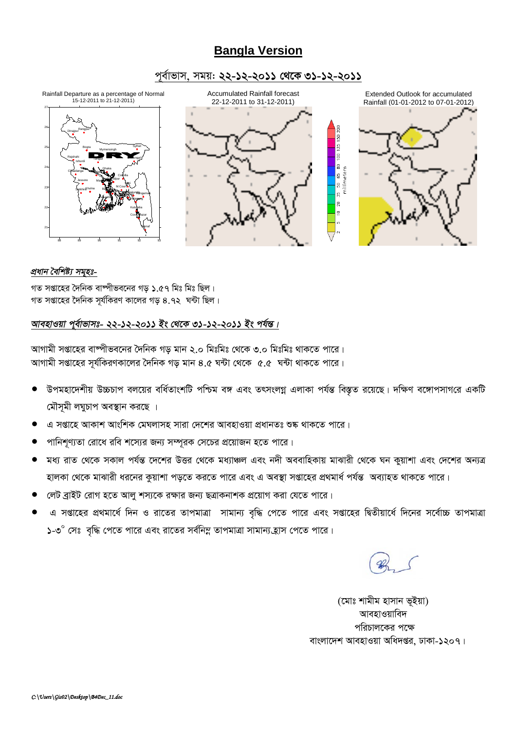# Bangla Version

## পূর্বাভাস, সময়: ২২-১২-২০১১ থেকে ৩১-১২-২০১১

Rainfall Departure as a percentage of Normal 15-12-2011 to 21-12-2011)

Accumulated Rainfall forecast 22-12-2011 to 31-12-2011)

Extended Outlook for accumulated Rainfall (01-01-2012 to 07-01-2012)

*প্রধান বৈশিষ্ট্য সমূহঃ-*

গত সপ্তাহের দৈনিক বাষ্পীভবনের গড় ১.৫৭ মিঃ মিঃ ছিল।
গত সপ্তাহের দৈনিক সূর্যকিরণ কালের গড় ৪.৭২ ঘন্টা ছিল।

*আবহাওয়া পূর্বাভাসঃ- ২২-১২-২০১১ ইং থেকে ৩১-১২-২০১১ ইং পর্যন্ত।*

আগামী সপ্তাহের বাষ্পীভবনের দৈনিক গড় মান ২.০ মিঃমিঃ থেকে ৩.০ মিঃমিঃ থাকতে পারে।
আগামী সপ্তাহের সূর্যকিরণকালের দৈনিক গড় মান ৪.৫ ঘন্টা থেকে ৫.৫ ঘন্টা থাকতে পারে।

- উপমহাদেশীয় উচ্চচাপ বলয়ের বর্ধিতাংশটি পশ্চিম বঙ্গ এবং তৎসংলগ্ন এলাকা পর্যন্ত বিস্তৃত রয়েছে। দক্ষিণ বঙ্গোপসাগরে একটি মৌসূমী লঘুচাপ অবস্থান করছে ।
- এ সপ্তাহে আকাশ আংশিক মেঘলাসহ সারা দেশের আবহাওয়া প্রধানতঃ শুষ্ক থাকতে পারে।
- পানিশূণ্যতা রোধে রবি শস্যের জন্য সম্পূরক সেচের প্রয়োজন হতে পারে।
- মধ্য রাত থেকে সকাল পর্যন্ত দেশের উত্তর থেকে মধ্যাঞ্চল এবং নদী অববাহিকায় মাঝারী থেকে ঘন কুয়াশা এবং দেশের অন্যত্র হালকা থেকে মাঝারী ধরনের কুয়াশা পড়তে করতে পারে এবং এ অবস্থা সপ্তাহের প্রথমার্ধ পর্যন্ত অব্যাহত থাকতে পারে।
- লেট ব্রাইট রোগ হতে আলু শস্যকে রক্ষার জন্য ছত্রাকনাশক প্রয়োগ করা যেতে পারে।
- এ সপ্তাহের প্রথমার্ধে দিন ও রাতের তাপমাত্রা সামান্য বৃদ্ধি পেতে পারে এবং সপ্তাহের দ্বিতীয়ার্ধে দিনের সর্বোচ্চ তাপমাত্রা ১-৩° সেঃ বৃদ্ধি পেতে পারে এবং রাতের সর্বনিম্ন তাপমাত্রা সামান্য হ্রাস পেতে পারে।

(মোঃ শামীম হাসান ভূইয়া)
আবহাওয়াবিদ
পরিচালকের পক্ষে
বাংলাদেশ আবহাওয়া অধিদপ্তর, ঢাকা-১২০৭।

C:\Users\Gis02\Desktop\B4Dec_11.doc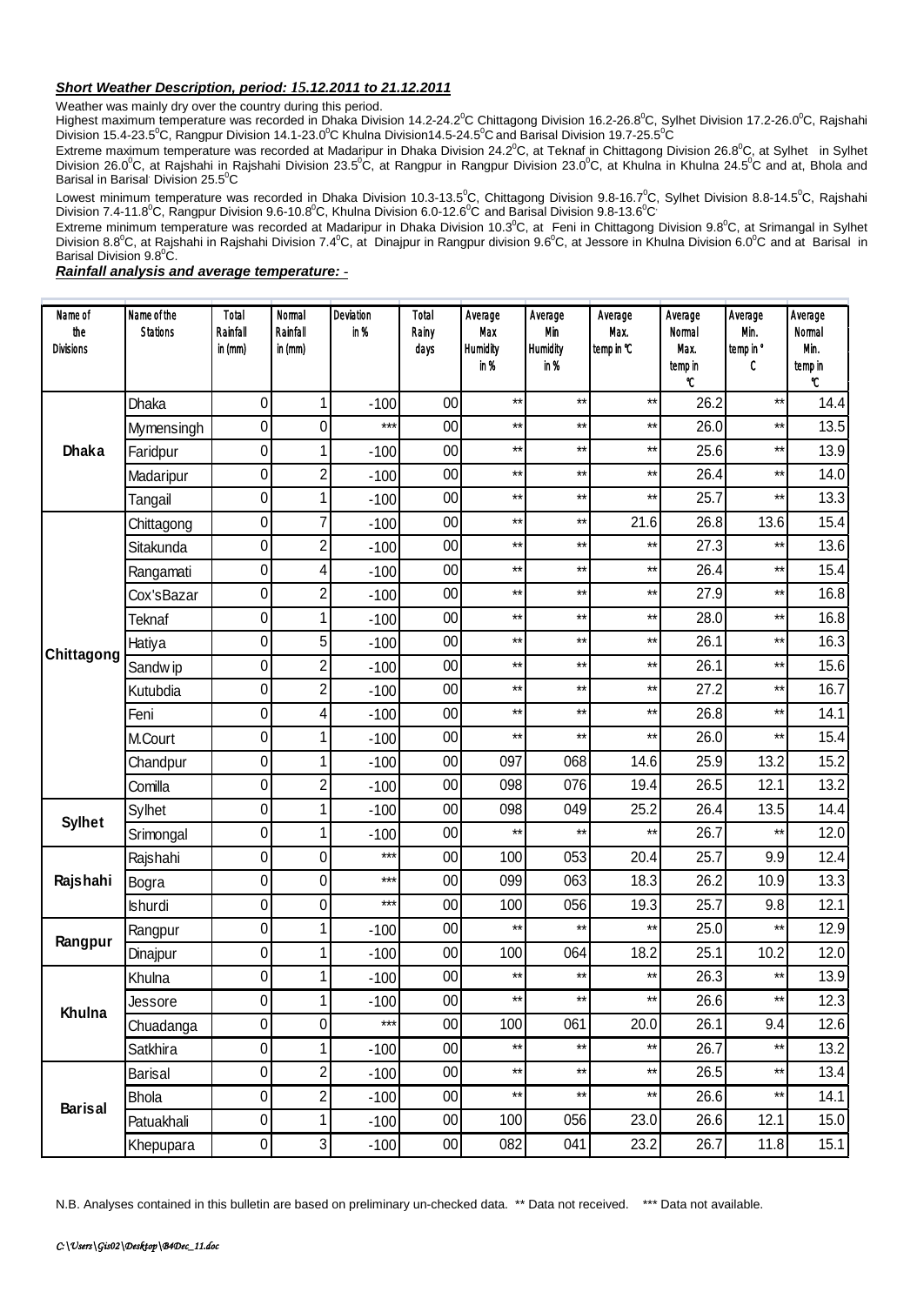***Short Weather Description, period: 15.12.2011 to 21.12.2011***

Weather was mainly dry over the country during this period.

Highest maximum temperature was recorded in Dhaka Division 14.2-24.2$^0$C Chittagong Division 16.2-26.8$^0$C, Sylhet Division 17.2-26.0$^0$C, Rajshahi Division 15.4-23.5$^0$C, Rangpur Division 14.1-23.0$^0$C Khulna Division14.5-24.5$^0$C and Barisal Division 19.7-25.5$^0$C

Extreme maximum temperature was recorded at Madaripur in Dhaka Division 24.2$^0$C, at Teknaf in Chittagong Division 26.8$^0$C, at Sylhet in Sylhet Division 26.0$^0$C, at Rajshahi in Rajshahi Division 23.5$^0$C, at Rangpur in Rangpur Division 23.0$^0$C, at Khulna in Khulna 24.5$^0$C and at, Bhola and Barisal in Barisal Division 25.5$^0$C

Lowest minimum temperature was recorded in Dhaka Division 10.3-13.5$^0$C, Chittagong Division 9.8-16.7$^0$C, Sylhet Division 8.8-14.5$^0$C, Rajshahi Division 7.4-11.8$^0$C, Rangpur Division 9.6-10.8$^0$C, Khulna Division 6.0-12.6$^0$C and Barisal Division 9.8-13.6$^0$C.

Extreme minimum temperature was recorded at Madaripur in Dhaka Division 10.3$^0$C, at Feni in Chittagong Division 9.8$^0$C, at Srimangal in Sylhet Division 8.8$^0$C, at Rajshahi in Rajshahi Division 7.4$^0$C, at Dinajpur in Rangpur division 9.6$^0$C, at Jessore in Khulna Division 6.0$^0$C and at Barisal in Barisal Division 9.8$^0$C.

***Rainfall analysis and average temperature:*** -

| Name of the Divisions | Name of the Stations | Total Rainfall in (mm) | Normal Rainfall in (mm) | Deviation in % | Total Rainy days | Average Max Humidity in % | Average Min Humidity in % | Average Max. temp in ℃ | Average Normal Max. temp in ℃ | Average Min. temp in ° C | Average Normal Min. temp in ℃ |
|---|---|---|---|---|---|---|---|---|---|---|---|
| Dhaka | Dhaka | 0 | 1 | -100 | 00 | ** | ** | ** | 26.2 | ** | 14.4 |
| | Mymensingh | 0 | 0 | *** | 00 | ** | ** | ** | 26.0 | ** | 13.5 |
| | Faridpur | 0 | 1 | -100 | 00 | ** | ** | ** | 25.6 | ** | 13.9 |
| | Madaripur | 0 | 2 | -100 | 00 | ** | ** | ** | 26.4 | ** | 14.0 |
| | Tangail | 0 | 1 | -100 | 00 | ** | ** | ** | 25.7 | ** | 13.3 |
| Chittagong | Chittagong | 0 | 7 | -100 | 00 | ** | ** | 21.6 | 26.8 | 13.6 | 15.4 |
| | Sitakunda | 0 | 2 | -100 | 00 | ** | ** | ** | 27.3 | ** | 13.6 |
| | Rangamati | 0 | 4 | -100 | 00 | ** | ** | ** | 26.4 | ** | 15.4 |
| | Cox'sBazar | 0 | 2 | -100 | 00 | ** | ** | ** | 27.9 | ** | 16.8 |
| | Teknaf | 0 | 1 | -100 | 00 | ** | ** | ** | 28.0 | ** | 16.8 |
| | Hatiya | 0 | 5 | -100 | 00 | ** | ** | ** | 26.1 | ** | 16.3 |
| | Sandw ip | 0 | 2 | -100 | 00 | ** | ** | ** | 26.1 | ** | 15.6 |
| | Kutubdia | 0 | 2 | -100 | 00 | ** | ** | ** | 27.2 | ** | 16.7 |
| | Feni | 0 | 4 | -100 | 00 | ** | ** | ** | 26.8 | ** | 14.1 |
| | M.Court | 0 | 1 | -100 | 00 | ** | ** | ** | 26.0 | ** | 15.4 |
| | Chandpur | 0 | 1 | -100 | 00 | 097 | 068 | 14.6 | 25.9 | 13.2 | 15.2 |
| | Comilla | 0 | 2 | -100 | 00 | 098 | 076 | 19.4 | 26.5 | 12.1 | 13.2 |
| Sylhet | Sylhet | 0 | 1 | -100 | 00 | 098 | 049 | 25.2 | 26.4 | 13.5 | 14.4 |
| | Srimongal | 0 | 1 | -100 | 00 | ** | ** | ** | 26.7 | ** | 12.0 |
| Rajshahi | Rajshahi | 0 | 0 | *** | 00 | 100 | 053 | 20.4 | 25.7 | 9.9 | 12.4 |
| | Bogra | 0 | 0 | *** | 00 | 099 | 063 | 18.3 | 26.2 | 10.9 | 13.3 |
| | Ishurdi | 0 | 0 | *** | 00 | 100 | 056 | 19.3 | 25.7 | 9.8 | 12.1 |
| Rangpur | Rangpur | 0 | 1 | -100 | 00 | ** | ** | ** | 25.0 | ** | 12.9 |
| | Dinajpur | 0 | 1 | -100 | 00 | 100 | 064 | 18.2 | 25.1 | 10.2 | 12.0 |
| Khulna | Khulna | 0 | 1 | -100 | 00 | ** | ** | ** | 26.3 | ** | 13.9 |
| | Jessore | 0 | 1 | -100 | 00 | ** | ** | ** | 26.6 | ** | 12.3 |
| | Chuadanga | 0 | 0 | *** | 00 | 100 | 061 | 20.0 | 26.1 | 9.4 | 12.6 |
| | Satkhira | 0 | 1 | -100 | 00 | ** | ** | ** | 26.7 | ** | 13.2 |
| Barisal | Barisal | 0 | 2 | -100 | 00 | ** | ** | ** | 26.5 | ** | 13.4 |
| | Bhola | 0 | 2 | -100 | 00 | ** | ** | ** | 26.6 | ** | 14.1 |
| | Patuakhali | 0 | 1 | -100 | 00 | 100 | 056 | 23.0 | 26.6 | 12.1 | 15.0 |
| | Khepupara | 0 | 3 | -100 | 00 | 082 | 041 | 23.2 | 26.7 | 11.8 | 15.1 |

N.B. Analyses contained in this bulletin are based on preliminary un-checked data. ** Data not received. *** Data not available.

*C:\Users\Gis02\Desktop\B4Dec_11.doc*